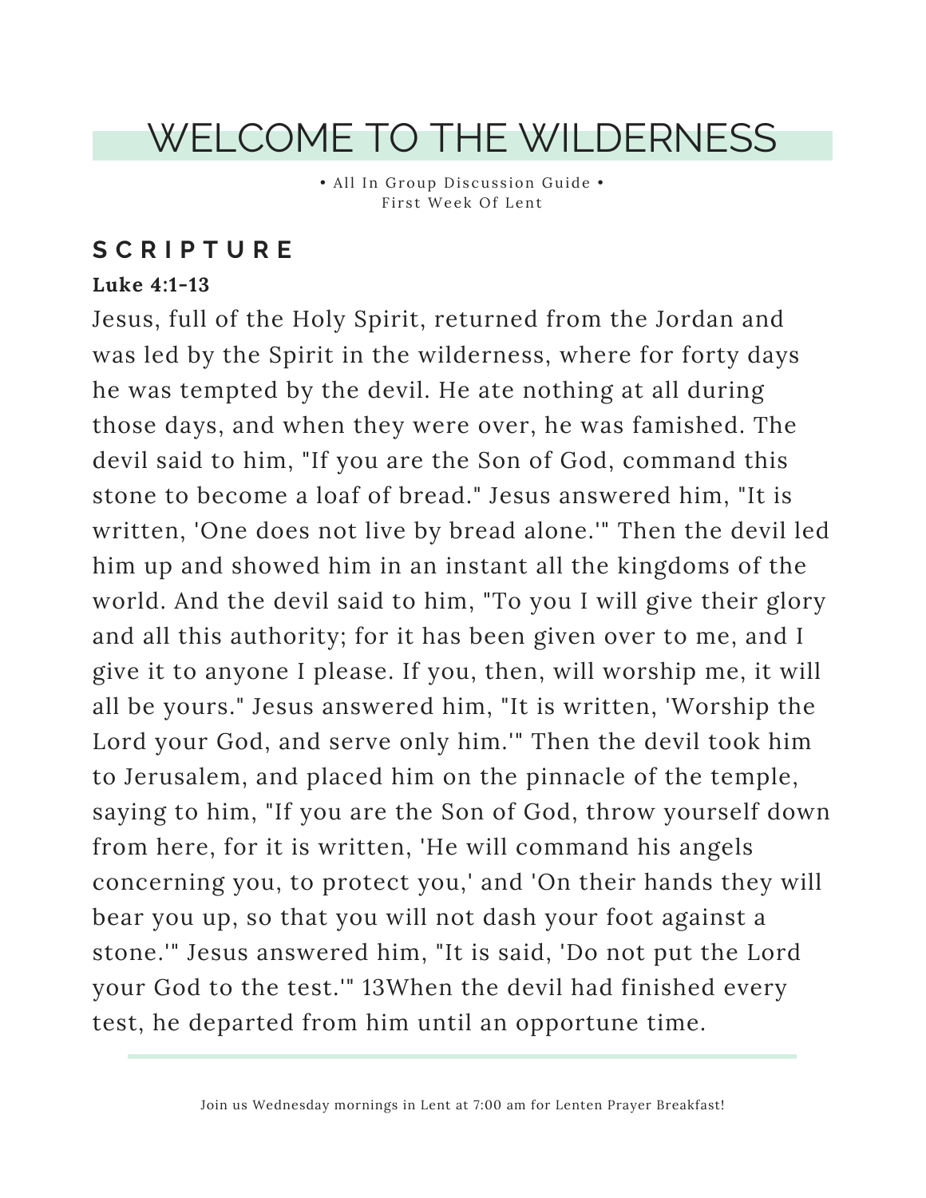# WELCOME TO THE WILDERNESS

• All In Group Discussion Guide •
First Week Of Lent

## SCRIPTURE

**Luke 4:1-13**

Jesus, full of the Holy Spirit, returned from the Jordan and was led by the Spirit in the wilderness, where for forty days he was tempted by the devil. He ate nothing at all during those days, and when they were over, he was famished. The devil said to him, "If you are the Son of God, command this stone to become a loaf of bread." Jesus answered him, "It is written, 'One does not live by bread alone.'" Then the devil led him up and showed him in an instant all the kingdoms of the world. And the devil said to him, "To you I will give their glory and all this authority; for it has been given over to me, and I give it to anyone I please. If you, then, will worship me, it will all be yours." Jesus answered him, "It is written, 'Worship the Lord your God, and serve only him.'" Then the devil took him to Jerusalem, and placed him on the pinnacle of the temple, saying to him, "If you are the Son of God, throw yourself down from here, for it is written, 'He will command his angels concerning you, to protect you,' and 'On their hands they will bear you up, so that you will not dash your foot against a stone.'" Jesus answered him, "It is said, 'Do not put the Lord your God to the test.'" 13When the devil had finished every test, he departed from him until an opportune time.

Join us Wednesday mornings in Lent at 7:00 am for Lenten Prayer Breakfast!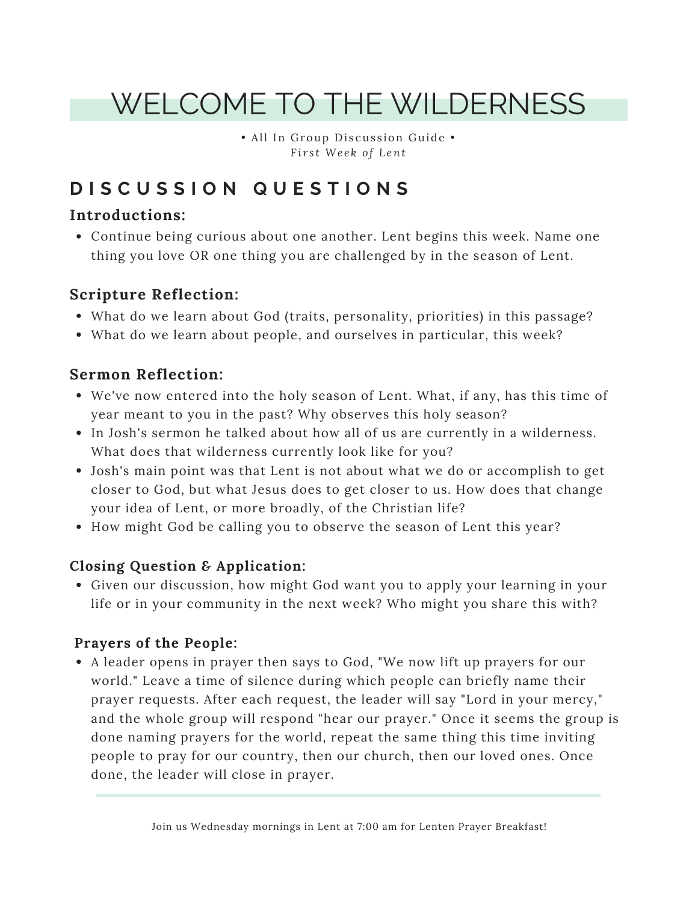# WELCOME TO THE WILDERNESS

• All In Group Discussion Guide •
*First Week of Lent*

## DISCUSSION QUESTIONS

### Introductions:

- Continue being curious about one another. Lent begins this week. Name one thing you love OR one thing you are challenged by in the season of Lent.

### Scripture Reflection:

- What do we learn about God (traits, personality, priorities) in this passage?
- What do we learn about people, and ourselves in particular, this week?

### Sermon Reflection:

- We've now entered into the holy season of Lent. What, if any, has this time of year meant to you in the past? Why observes this holy season?
- In Josh's sermon he talked about how all of us are currently in a wilderness. What does that wilderness currently look like for you?
- Josh's main point was that Lent is not about what we do or accomplish to get closer to God, but what Jesus does to get closer to us. How does that change your idea of Lent, or more broadly, of the Christian life?
- How might God be calling you to observe the season of Lent this year?

### Closing Question & Application:

- Given our discussion, how might God want you to apply your learning in your life or in your community in the next week? Who might you share this with?

### Prayers of the People:

- A leader opens in prayer then says to God, "We now lift up prayers for our world." Leave a time of silence during which people can briefly name their prayer requests. After each request, the leader will say "Lord in your mercy," and the whole group will respond "hear our prayer." Once it seems the group is done naming prayers for the world, repeat the same thing this time inviting people to pray for our country, then our church, then our loved ones. Once done, the leader will close in prayer.

---

Join us Wednesday mornings in Lent at 7:00 am for Lenten Prayer Breakfast!